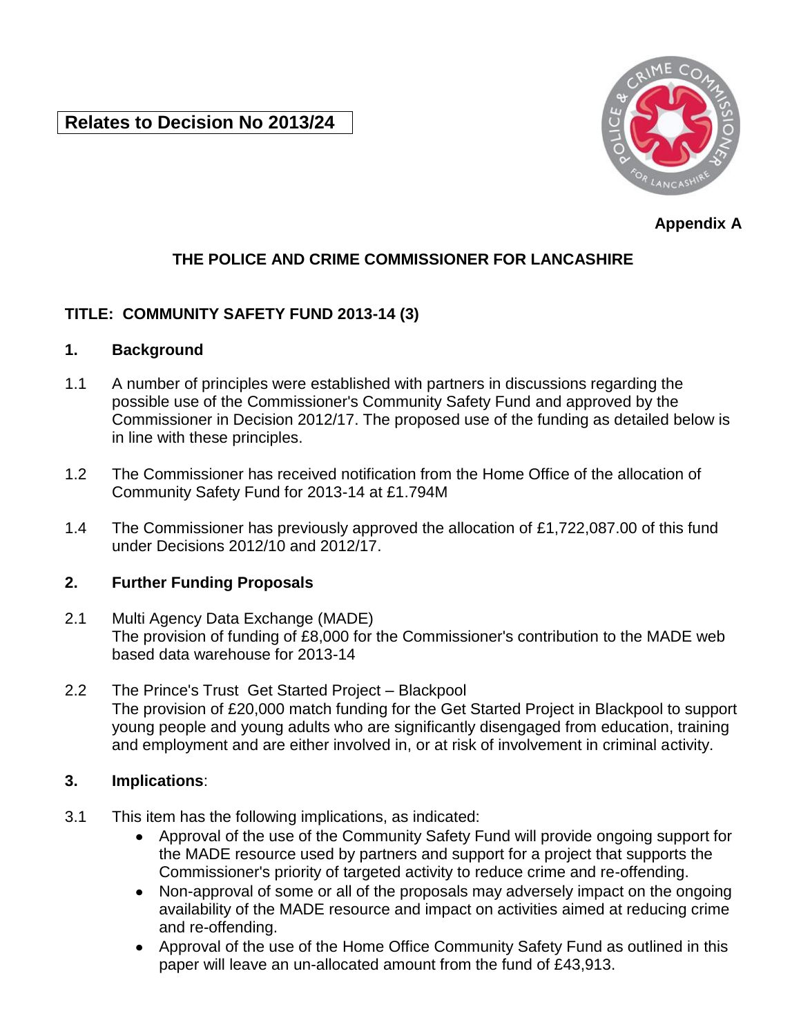**Relates to Decision No 2013/24**

**Appendix A**

## THE POLICE AND CRIME COMMISSIONER FOR LANCASHIRE

### TITLE: COMMUNITY SAFETY FUND 2013-14 (3)

### 1. Background

1.1 A number of principles were established with partners in discussions regarding the possible use of the Commissioner's Community Safety Fund and approved by the Commissioner in Decision 2012/17. The proposed use of the funding as detailed below is in line with these principles.

1.2 The Commissioner has received notification from the Home Office of the allocation of Community Safety Fund for 2013-14 at £1.794M

1.4 The Commissioner has previously approved the allocation of £1,722,087.00 of this fund under Decisions 2012/10 and 2012/17.

### 2. Further Funding Proposals

2.1 Multi Agency Data Exchange (MADE)
The provision of funding of £8,000 for the Commissioner's contribution to the MADE web based data warehouse for 2013-14

2.2 The Prince's Trust Get Started Project – Blackpool
The provision of £20,000 match funding for the Get Started Project in Blackpool to support young people and young adults who are significantly disengaged from education, training and employment and are either involved in, or at risk of involvement in criminal activity.

### 3. Implications:

3.1 This item has the following implications, as indicated:

- Approval of the use of the Community Safety Fund will provide ongoing support for the MADE resource used by partners and support for a project that supports the Commissioner's priority of targeted activity to reduce crime and re-offending.
- Non-approval of some or all of the proposals may adversely impact on the ongoing availability of the MADE resource and impact on activities aimed at reducing crime and re-offending.
- Approval of the use of the Home Office Community Safety Fund as outlined in this paper will leave an un-allocated amount from the fund of £43,913.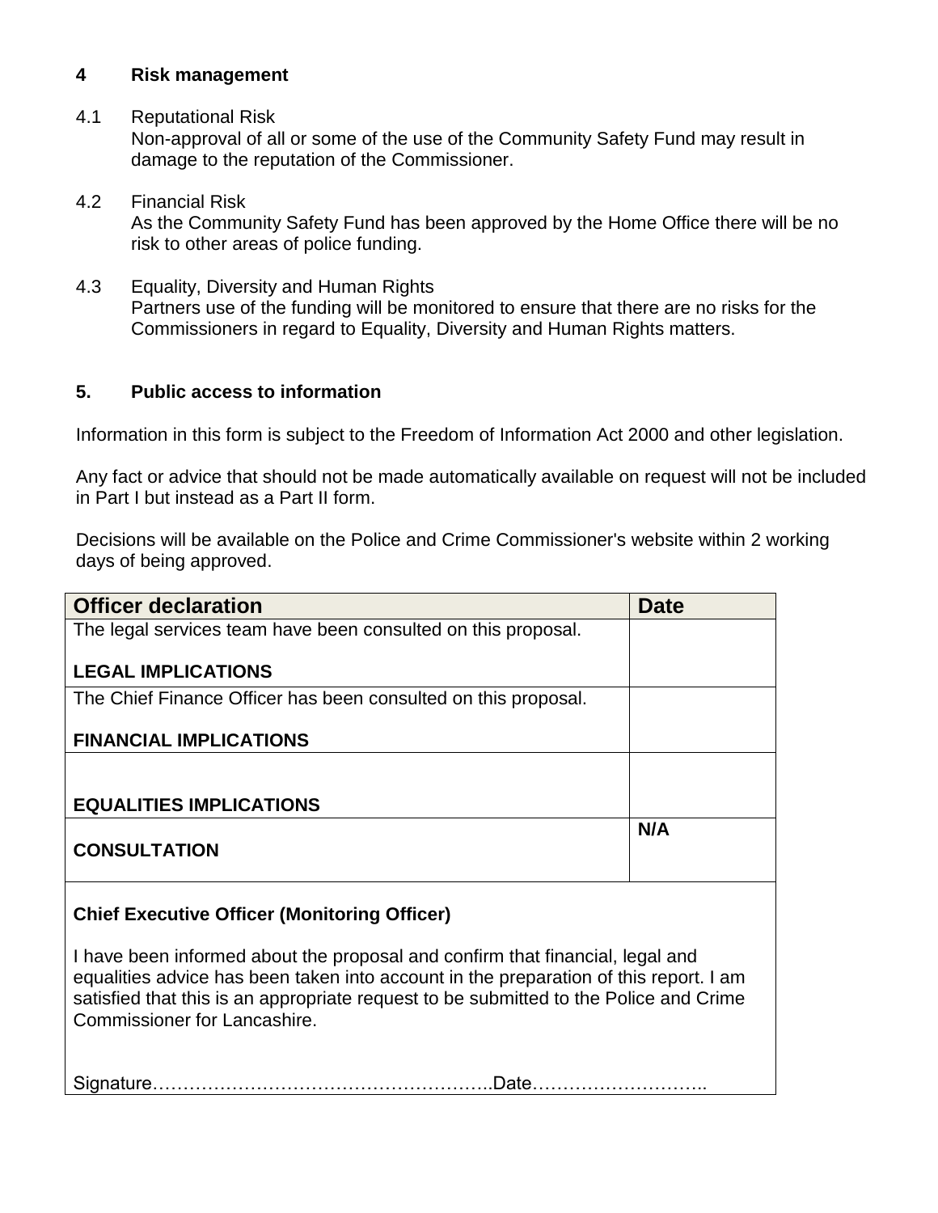## 4 Risk management

4.1 Reputational Risk
Non-approval of all or some of the use of the Community Safety Fund may result in damage to the reputation of the Commissioner.

4.2 Financial Risk
As the Community Safety Fund has been approved by the Home Office there will be no risk to other areas of police funding.

4.3 Equality, Diversity and Human Rights
Partners use of the funding will be monitored to ensure that there are no risks for the Commissioners in regard to Equality, Diversity and Human Rights matters.

## 5. Public access to information

Information in this form is subject to the Freedom of Information Act 2000 and other legislation.

Any fact or advice that should not be made automatically available on request will not be included in Part I but instead as a Part II form.

Decisions will be available on the Police and Crime Commissioner's website within 2 working days of being approved.

| Officer declaration | Date |
|---|---|
| The legal services team have been consulted on this proposal.<br><br>**LEGAL IMPLICATIONS** | |
| The Chief Finance Officer has been consulted on this proposal.<br><br>**FINANCIAL IMPLICATIONS** | |
| **EQUALITIES IMPLICATIONS** | |
| **CONSULTATION** | N/A |

**Chief Executive Officer (Monitoring Officer)**

I have been informed about the proposal and confirm that financial, legal and equalities advice has been taken into account in the preparation of this report. I am satisfied that this is an appropriate request to be submitted to the Police and Crime Commissioner for Lancashire.

Signature………………………………………………..Date………………………..